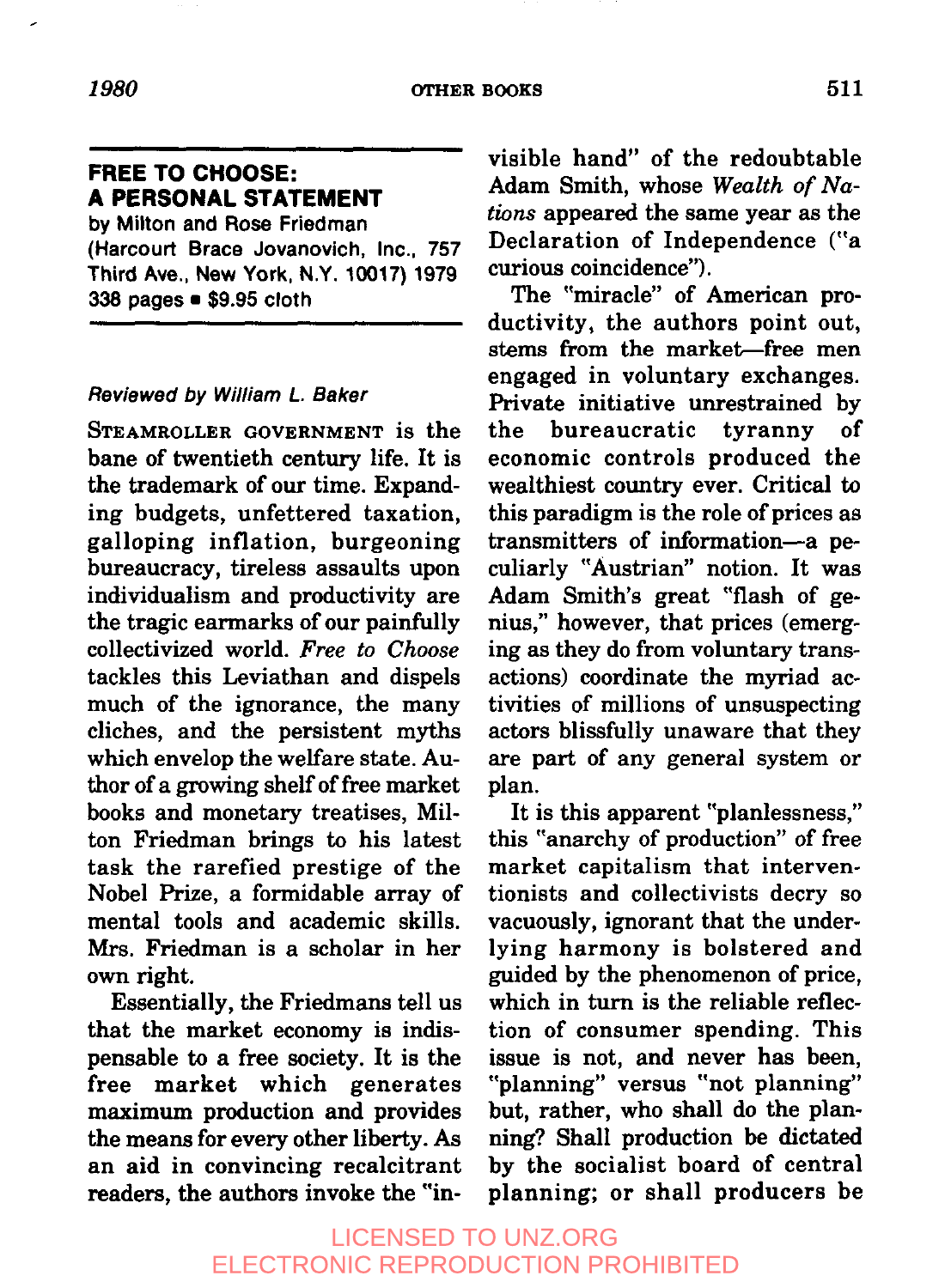## FREE TO CHOOSE: A PERSONAL STATEMENT

**by Milton and Rose Friedman**
**(Harcourt Brace Jovanovich, Inc., 757 Third Ave., New York, N.Y. 10017) 1979**
**338 pages ■ $9.95 cloth**

*Reviewed by William L. Baker*

STEAMROLLER GOVERNMENT is the bane of twentieth century life. It is the trademark of our time. Expanding budgets, unfettered taxation, galloping inflation, burgeoning bureaucracy, tireless assaults upon individualism and productivity are the tragic earmarks of our painfully collectivized world. *Free to Choose* tackles this Leviathan and dispels much of the ignorance, the many cliches, and the persistent myths which envelop the welfare state. Author of a growing shelf of free market books and monetary treatises, Milton Friedman brings to his latest task the rarefied prestige of the Nobel Prize, a formidable array of mental tools and academic skills. Mrs. Friedman is a scholar in her own right.

Essentially, the Friedmans tell us that the market economy is indispensable to a free society. It is the free market which generates maximum production and provides the means for every other liberty. As an aid in convincing recalcitrant readers, the authors invoke the "invisible hand" of the redoubtable Adam Smith, whose *Wealth of Nations* appeared the same year as the Declaration of Independence ("a curious coincidence").

The "miracle" of American productivity, the authors point out, stems from the market—free men engaged in voluntary exchanges. Private initiative unrestrained by the bureaucratic tyranny of economic controls produced the wealthiest country ever. Critical to this paradigm is the role of prices as transmitters of information—a peculiarly "Austrian" notion. It was Adam Smith's great "flash of genius," however, that prices (emerging as they do from voluntary transactions) coordinate the myriad activities of millions of unsuspecting actors blissfully unaware that they are part of any general system or plan.

It is this apparent "planlessness," this "anarchy of production" of free market capitalism that interventionists and collectivists decry so vacuously, ignorant that the underlying harmony is bolstered and guided by the phenomenon of price, which in turn is the reliable reflection of consumer spending. This issue is not, and never has been, "planning" versus "not planning" but, rather, who shall do the planning? Shall production be dictated by the socialist board of central planning; or shall producers be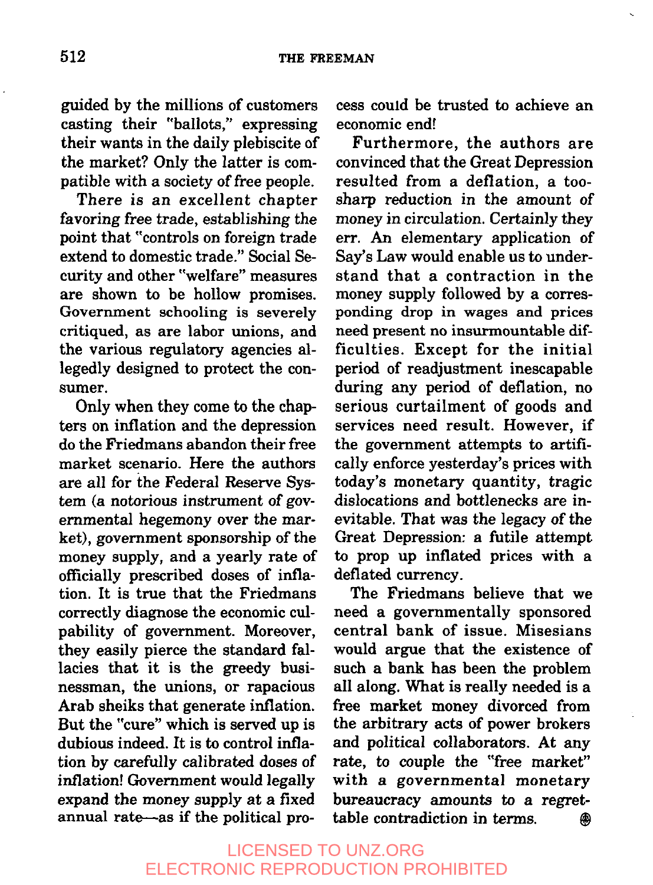guided by the millions of customers casting their "ballots," expressing their wants in the daily plebiscite of the market? Only the latter is compatible with a society of free people.

There is an excellent chapter favoring free trade, establishing the point that "controls on foreign trade extend to domestic trade." Social Security and other "welfare" measures are shown to be hollow promises. Government schooling is severely critiqued, as are labor unions, and the various regulatory agencies allegedly designed to protect the consumer.

Only when they come to the chapters on inflation and the depression do the Friedmans abandon their free market scenario. Here the authors are all for the Federal Reserve System (a notorious instrument of governmental hegemony over the market), government sponsorship of the money supply, and a yearly rate of officially prescribed doses of inflation. It is true that the Friedmans correctly diagnose the economic culpability of government. Moreover, they easily pierce the standard fallacies that it is the greedy businessman, the unions, or rapacious Arab sheiks that generate inflation. But the "cure" which is served up is dubious indeed. It is to control inflation by carefully calibrated doses of inflation! Government would legally expand the money supply at a fixed annual rate—as if the political process could be trusted to achieve an economic end!

Furthermore, the authors are convinced that the Great Depression resulted from a deflation, a too-sharp reduction in the amount of money in circulation. Certainly they err. An elementary application of Say's Law would enable us to understand that a contraction in the money supply followed by a corresponding drop in wages and prices need present no insurmountable difficulties. Except for the initial period of readjustment inescapable during any period of deflation, no serious curtailment of goods and services need result. However, if the government attempts to artifically enforce yesterday's prices with today's monetary quantity, tragic dislocations and bottlenecks are inevitable. That was the legacy of the Great Depression: a futile attempt to prop up inflated prices with a deflated currency.

The Friedmans believe that we need a governmentally sponsored central bank of issue. Misesians would argue that the existence of such a bank has been the problem all along. What is really needed is a free market money divorced from the arbitrary acts of power brokers and political collaborators. At any rate, to couple the "free market" with a governmental monetary bureaucracy amounts to a regrettable contradiction in terms.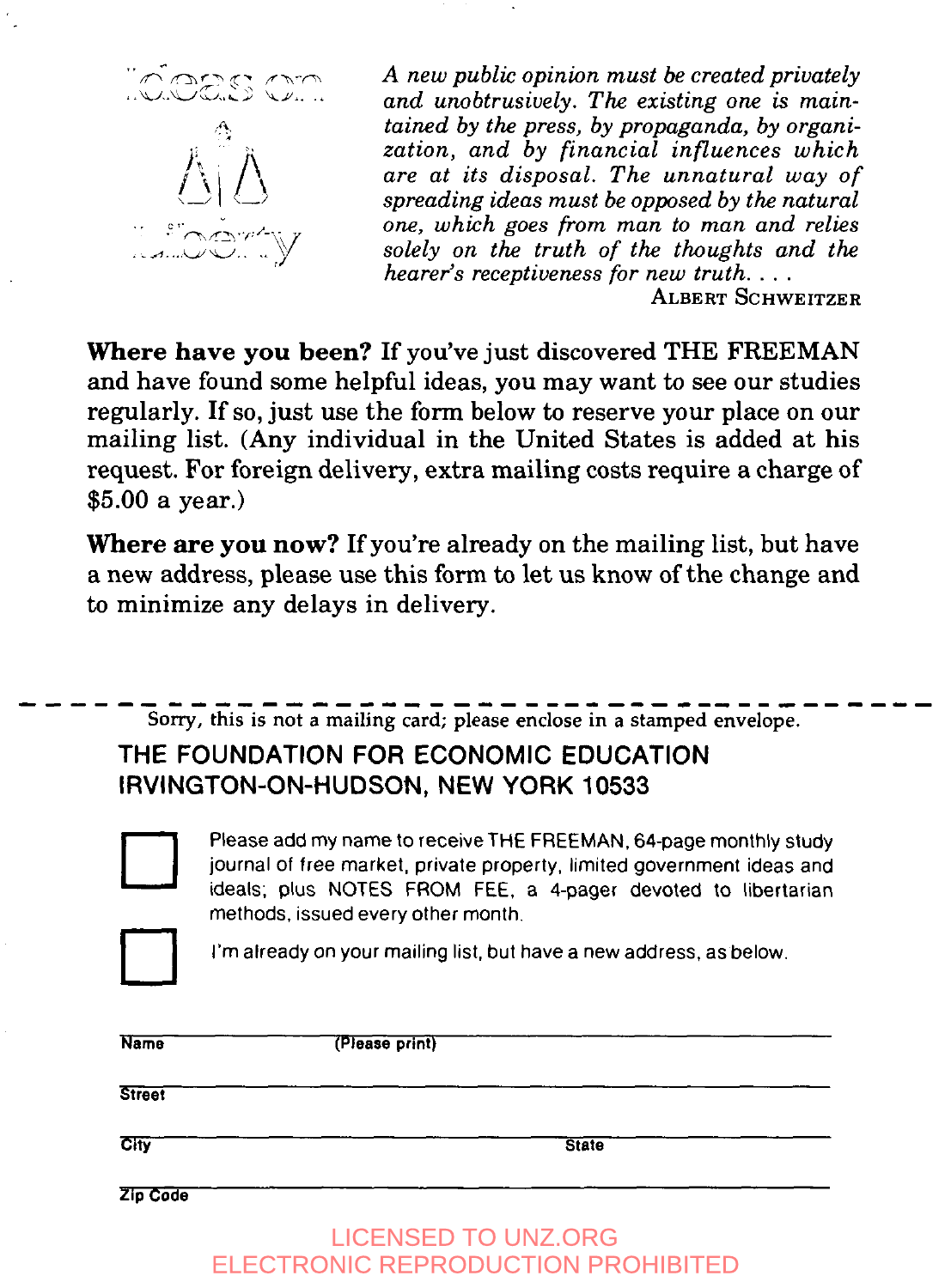Ideas on Liberty

*A new public opinion must be created privately and unobtrusively. The existing one is maintained by the press, by propaganda, by organization, and by financial influences which are at its disposal. The unnatural way of spreading ideas must be opposed by the natural one, which goes from man to man and relies solely on the truth of the thoughts and the hearer's receptiveness for new truth. . . .*

ALBERT SCHWEITZER

**Where have you been?** If you've just discovered THE FREEMAN and have found some helpful ideas, you may want to see our studies regularly. If so, just use the form below to reserve your place on our mailing list. (Any individual in the United States is added at his request. For foreign delivery, extra mailing costs require a charge of $5.00 a year.)

**Where are you now?** If you're already on the mailing list, but have a new address, please use this form to let us know of the change and to minimize any delays in delivery.

---

*Sorry, this is not a mailing card; please enclose in a stamped envelope.*

**THE FOUNDATION FOR ECONOMIC EDUCATION**
**IRVINGTON-ON-HUDSON, NEW YORK 10533**

☐ Please add my name to receive THE FREEMAN, 64-page monthly study journal of free market, private property, limited government ideas and ideals; plus NOTES FROM FEE, a 4-pager devoted to libertarian methods, issued every other month.

☐ I'm already on your mailing list, but have a new address, as below.

Name ______________ (Please print) ______________

Street ______________

City ______________ State ______________

Zip Code ______________

LICENSED TO UNZ.ORG
ELECTRONIC REPRODUCTION PROHIBITED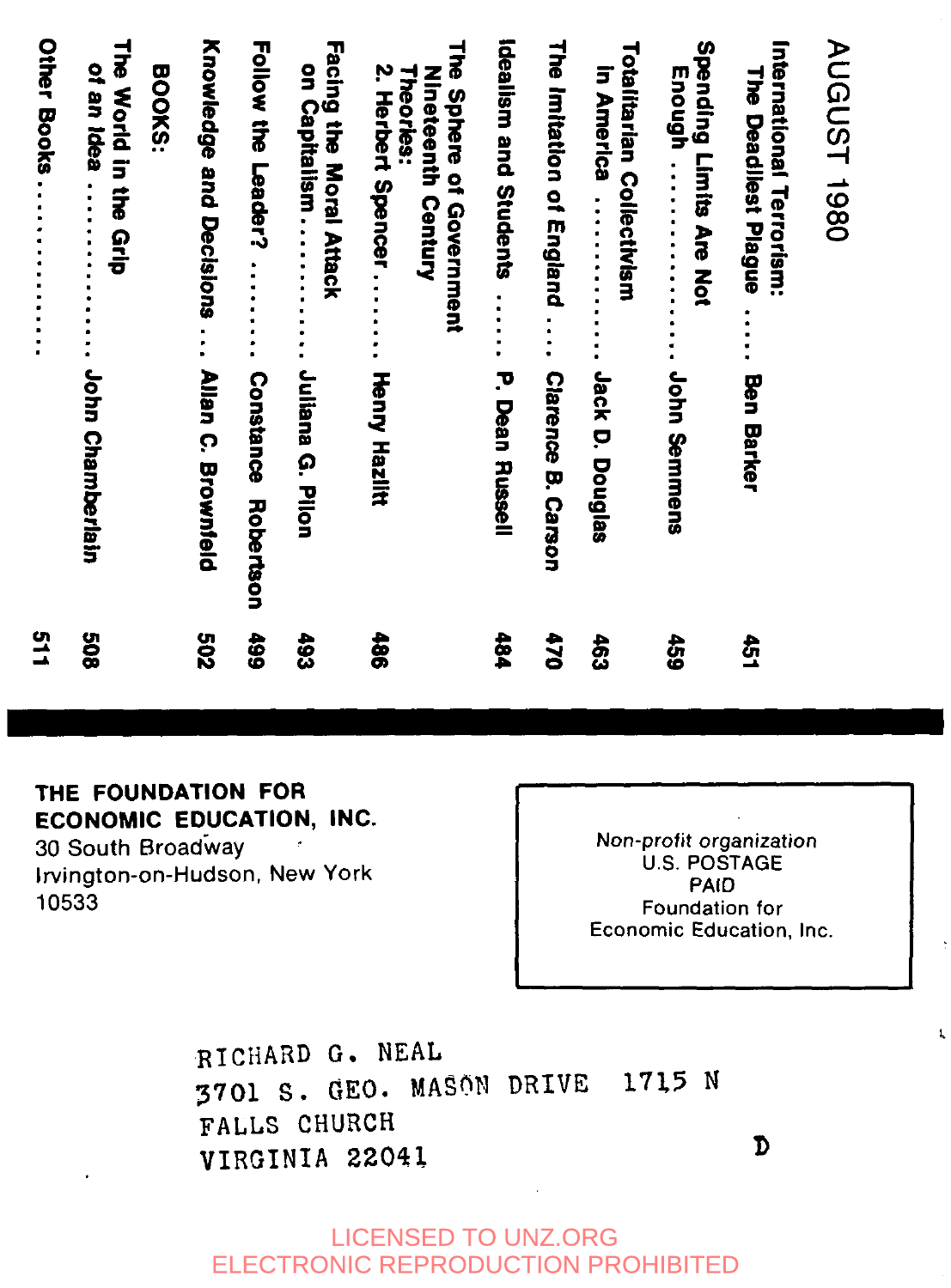# AUGUST 1980

| | | |
|---|---|---|
| International Terrorism: The Deadliest Plague | Ben Barker | 451 |
| Spending Limits Are Not Enough | John Semmens | 459 |
| Totalitarian Collectivism in America | Jack D. Douglas | 463 |
| The Imitation of England | Clarence B. Carson | 470 |
| Idealism and Students | P. Dean Russell | 484 |
| The Sphere of Government Nineteenth Century Theories: 2. Herbert Spencer | Henry Hazlitt | 486 |
| Facing the Moral Attack on Capitalism | Juliana G. Pilon | 493 |
| Follow the Leader? | Constance Robertson | 499 |
| Knowledge and Decisions | Allan C. Brownfeld | 502 |
| **BOOKS:** | | |
| The World in the Grip of an Idea | John Chamberlain | 508 |
| Other Books | | 511 |

**THE FOUNDATION FOR ECONOMIC EDUCATION, INC.**
30 South Broadway
Irvington-on-Hudson, New York
10533

*Non-profit organization*
U.S. POSTAGE
PAID
Foundation for
Economic Education, Inc.

RICHARD G. NEAL
3701 S. GEO. MASON DRIVE 1715 N
FALLS CHURCH
VIRGINIA 22041

D

LICENSED TO UNZ.ORG
ELECTRONIC REPRODUCTION PROHIBITED